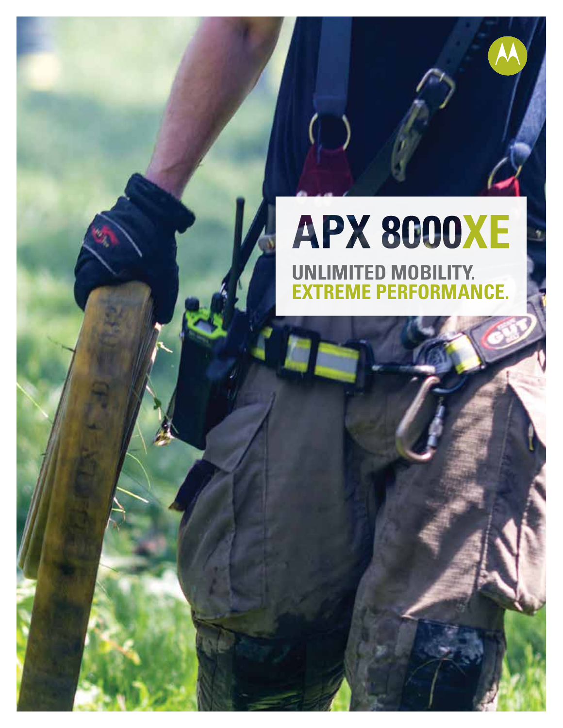# APX 8000XE

## UNLIMITED MOBILITY.
## EXTREME PERFORMANCE.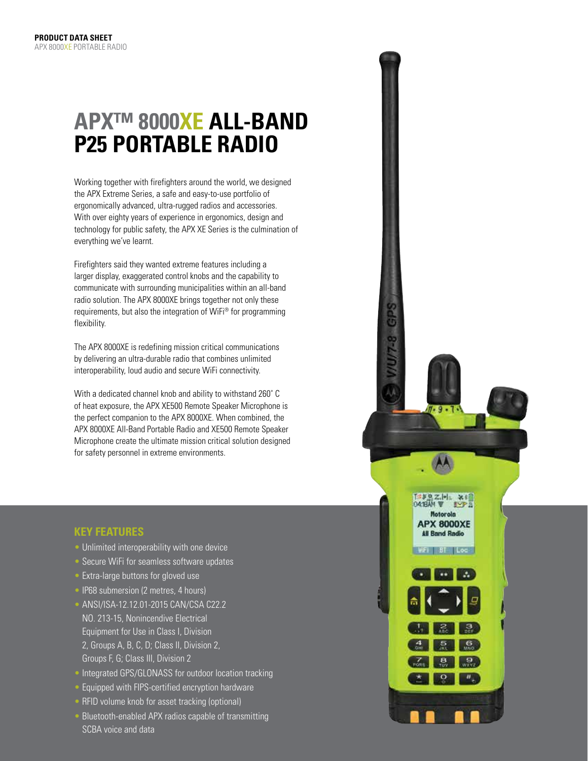**PRODUCT DATA SHEET**
APX 8000XE PORTABLE RADIO

# APX™ 8000XE ALL-BAND P25 PORTABLE RADIO

Working together with firefighters around the world, we designed the APX Extreme Series, a safe and easy-to-use portfolio of ergonomically advanced, ultra-rugged radios and accessories. With over eighty years of experience in ergonomics, design and technology for public safety, the APX XE Series is the culmination of everything we've learnt.

Firefighters said they wanted extreme features including a larger display, exaggerated control knobs and the capability to communicate with surrounding municipalities within an all-band radio solution. The APX 8000XE brings together not only these requirements, but also the integration of WiFi® for programming flexibility.

The APX 8000XE is redefining mission critical communications by delivering an ultra-durable radio that combines unlimited interoperability, loud audio and secure WiFi connectivity.

With a dedicated channel knob and ability to withstand 260˚ C of heat exposure, the APX XE500 Remote Speaker Microphone is the perfect companion to the APX 8000XE. When combined, the APX 8000XE All-Band Portable Radio and XE500 Remote Speaker Microphone create the ultimate mission critical solution designed for safety personnel in extreme environments.

## KEY FEATURES

- Unlimited interoperability with one device
- Secure WiFi for seamless software updates
- Extra-large buttons for gloved use
- IP68 submersion (2 metres, 4 hours)
- ANSI/ISA-12.12.01-2015 CAN/CSA C22.2 NO. 213-15, Nonincendive Electrical Equipment for Use in Class I, Division 2, Groups A, B, C, D; Class II, Division 2, Groups F, G; Class III, Division 2
- Integrated GPS/GLONASS for outdoor location tracking
- Equipped with FIPS-certified encryption hardware
- RFID volume knob for asset tracking (optional)
- Bluetooth-enabled APX radios capable of transmitting SCBA voice and data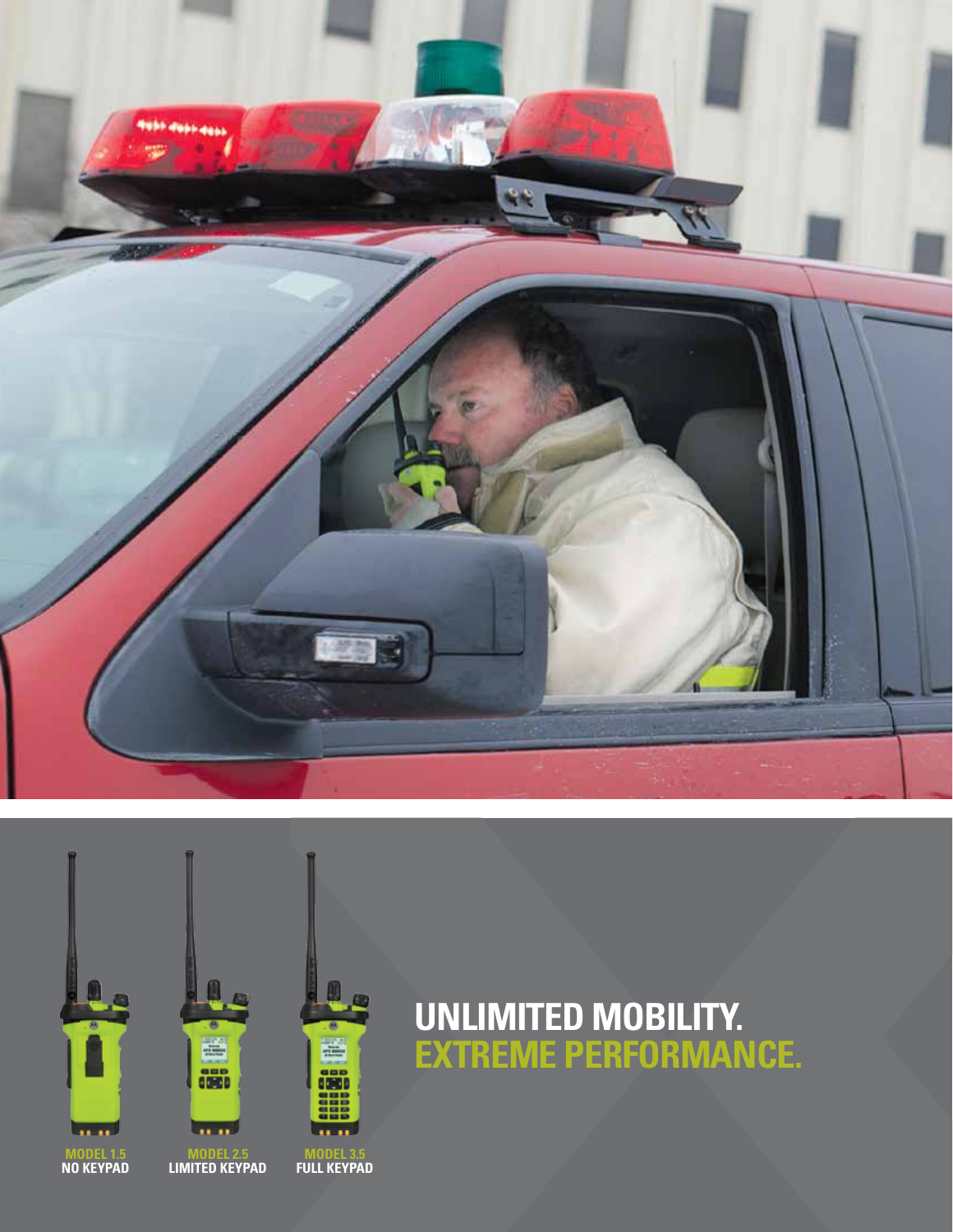# UNLIMITED MOBILITY.
## EXTREME PERFORMANCE.

**MODEL 1.5**
**NO KEYPAD**

**MODEL 2.5**
**LIMITED KEYPAD**

**MODEL 3.5**
**FULL KEYPAD**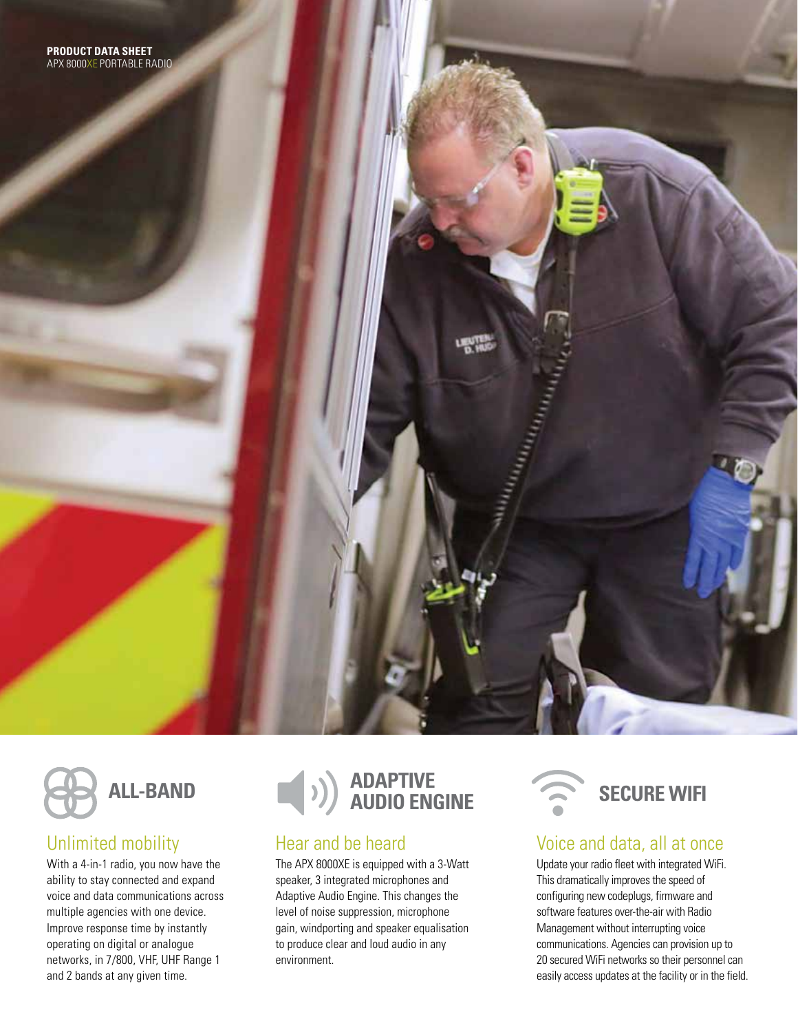## ALL-BAND

### Unlimited mobility

With a 4-in-1 radio, you now have the ability to stay connected and expand voice and data communications across multiple agencies with one device. Improve response time by instantly operating on digital or analogue networks, in 7/800, VHF, UHF Range 1 and 2 bands at any given time.

## ADAPTIVE AUDIO ENGINE

### Hear and be heard

The APX 8000XE is equipped with a 3-Watt speaker, 3 integrated microphones and Adaptive Audio Engine. This changes the level of noise suppression, microphone gain, windporting and speaker equalisation to produce clear and loud audio in any environment.

## SECURE WIFI

### Voice and data, all at once

Update your radio fleet with integrated WiFi. This dramatically improves the speed of configuring new codeplugs, firmware and software features over-the-air with Radio Management without interrupting voice communications. Agencies can provision up to 20 secured WiFi networks so their personnel can easily access updates at the facility or in the field.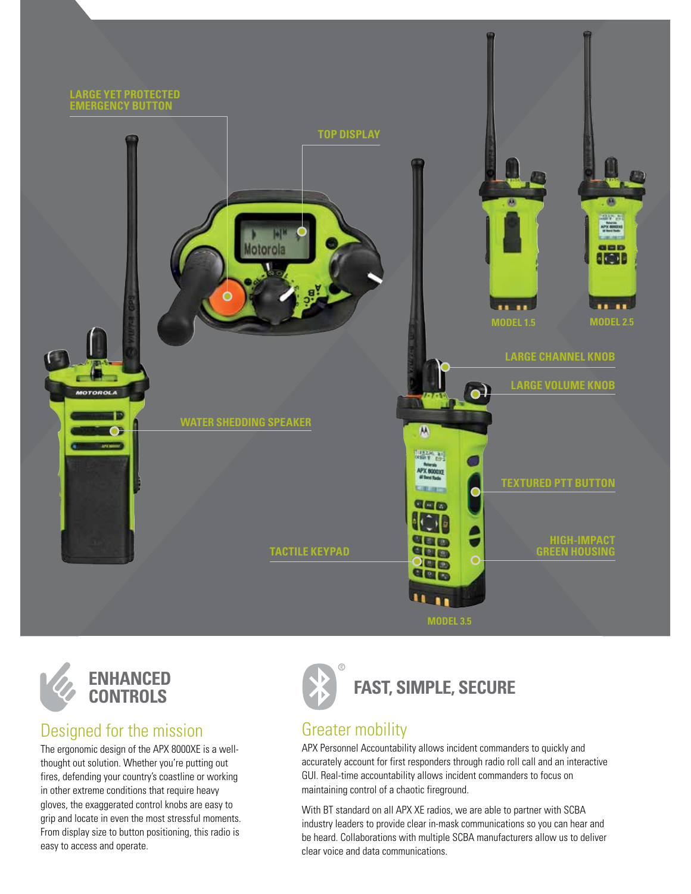LARGE YET PROTECTED EMERGENCY BUTTON

TOP DISPLAY

MODEL 1.5

MODEL 2.5

LARGE CHANNEL KNOB

LARGE VOLUME KNOB

WATER SHEDDING SPEAKER

TEXTURED PTT BUTTON

TACTILE KEYPAD

HIGH-IMPACT GREEN HOUSING

MODEL 3.5

## ENHANCED CONTROLS

### Designed for the mission

The ergonomic design of the APX 8000XE is a well-thought out solution. Whether you're putting out fires, defending your country's coastline or working in other extreme conditions that require heavy gloves, the exaggerated control knobs are easy to grip and locate in even the most stressful moments. From display size to button positioning, this radio is easy to access and operate.

## FAST, SIMPLE, SECURE

### Greater mobility

APX Personnel Accountability allows incident commanders to quickly and accurately account for first responders through radio roll call and an interactive GUI. Real-time accountability allows incident commanders to focus on maintaining control of a chaotic fireground.

With BT standard on all APX XE radios, we are able to partner with SCBA industry leaders to provide clear in-mask communications so you can hear and be heard. Collaborations with multiple SCBA manufacturers allow us to deliver clear voice and data communications.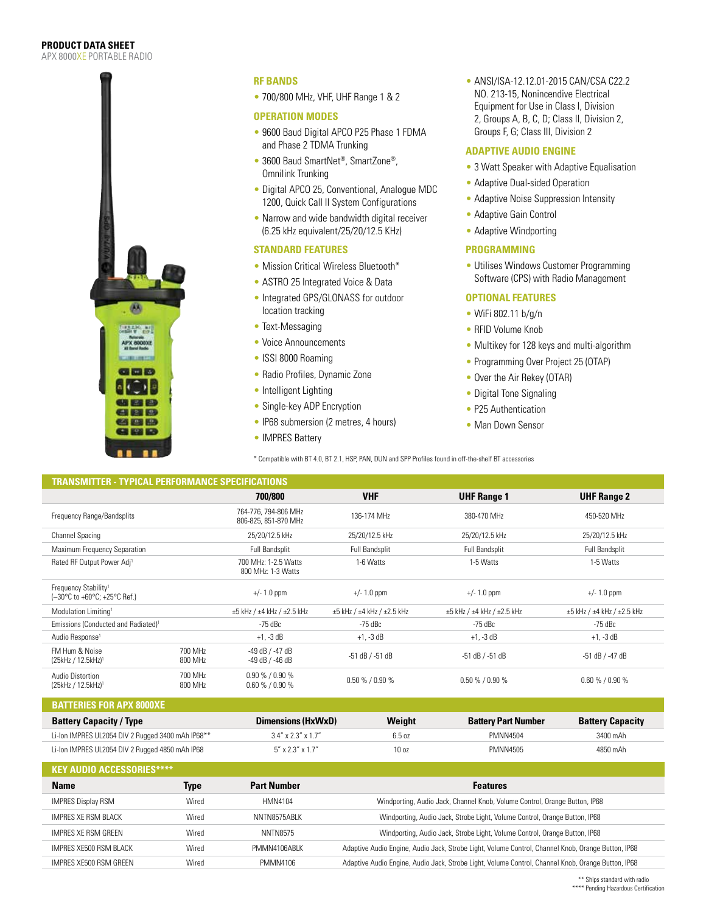**PRODUCT DATA SHEET**
APX 8000XE PORTABLE RADIO

## RF BANDS

- 700/800 MHz, VHF, UHF Range 1 & 2

## OPERATION MODES

- 9600 Baud Digital APCO P25 Phase 1 FDMA and Phase 2 TDMA Trunking
- 3600 Baud SmartNet®, SmartZone®, Omnilink Trunking
- Digital APCO 25, Conventional, Analogue MDC 1200, Quick Call II System Configurations
- Narrow and wide bandwidth digital receiver (6.25 kHz equivalent/25/20/12.5 KHz)

## STANDARD FEATURES

- Mission Critical Wireless Bluetooth*
- ASTRO 25 Integrated Voice & Data
- Integrated GPS/GLONASS for outdoor location tracking
- Text-Messaging
- Voice Announcements
- ISSI 8000 Roaming
- Radio Profiles, Dynamic Zone
- Intelligent Lighting
- Single-key ADP Encryption
- IP68 submersion (2 metres, 4 hours)
- IMPRES Battery
- ANSI/ISA-12.12.01-2015 CAN/CSA C22.2 NO. 213-15, Nonincendive Electrical Equipment for Use in Class I, Division 2, Groups A, B, C, D; Class II, Division 2, Groups F, G; Class III, Division 2

## ADAPTIVE AUDIO ENGINE

- 3 Watt Speaker with Adaptive Equalisation
- Adaptive Dual-sided Operation
- Adaptive Noise Suppression Intensity
- Adaptive Gain Control
- Adaptive Windporting

## PROGRAMMING

- Utilises Windows Customer Programming Software (CPS) with Radio Management

## OPTIONAL FEATURES

- WiFi 802.11 b/g/n
- RFID Volume Knob
- Multikey for 128 keys and multi-algorithm
- Programming Over Project 25 (OTAP)
- Over the Air Rekey (OTAR)
- Digital Tone Signaling
- P25 Authentication
- Man Down Sensor

\* Compatible with BT 4.0, BT 2.1, HSP, PAN, DUN and SPP Profiles found in off-the-shelf BT accessories

## TRANSMITTER - TYPICAL PERFORMANCE SPECIFICATIONS

| | | 700/800 | VHF | UHF Range 1 | UHF Range 2 |
|---|---|---|---|---|---|
| Frequency Range/Bandsplits | | 764-776, 794-806 MHz<br>806-825, 851-870 MHz | 136-174 MHz | 380-470 MHz | 450-520 MHz |
| Channel Spacing | | 25/20/12.5 kHz | 25/20/12.5 kHz | 25/20/12.5 kHz | 25/20/12.5 kHz |
| Maximum Frequency Separation | | Full Bandsplit | Full Bandsplit | Full Bandsplit | Full Bandsplit |
| Rated RF Output Power Adj[1] | | 700 MHz: 1-2.5 Watts<br>800 MHz: 1-3 Watts | 1-6 Watts | 1-5 Watts | 1-5 Watts |
| Frequency Stability[1] (–30°C to +60°C; +25°C Ref.) | | +/- 1.0 ppm | +/- 1.0 ppm | +/- 1.0 ppm | +/- 1.0 ppm |
| Modulation Limiting[1] | | ±5 kHz / ±4 kHz / ±2.5 kHz | ±5 kHz / ±4 kHz / ±2.5 kHz | ±5 kHz / ±4 kHz / ±2.5 kHz | ±5 kHz / ±4 kHz / ±2.5 kHz |
| Emissions (Conducted and Radiated)[1] | | -75 dBc | -75 dBc | -75 dBc | -75 dBc |
| Audio Response[1] | | +1, -3 dB | +1, -3 dB | +1, -3 dB | +1, -3 dB |
| FM Hum & Noise (25kHz / 12.5kHz)[1] | 700 MHz<br>800 MHz | -49 dB / -47 dB<br>-49 dB / -46 dB | -51 dB / -51 dB | -51 dB / -51 dB | -51 dB / -47 dB |
| Audio Distortion (25kHz / 12.5kHz)[1] | 700 MHz<br>800 MHz | 0.90 % / 0.90 %<br>0.60 % / 0.90 % | 0.50 % / 0.90 % | 0.50 % / 0.90 % | 0.60 % / 0.90 % |

## BATTERIES FOR APX 8000XE

| Battery Capacity / Type | Dimensions (HxWxD) | Weight | Battery Part Number | Battery Capacity |
|---|---|---|---|---|
| Li-Ion IMPRES UL2054 DIV 2 Rugged 3400 mAh IP68** | 3.4" x 2.3" x 1.7" | 6.5 oz | PMNN4504 | 3400 mAh |
| Li-Ion IMPRES UL2054 DIV 2 Rugged 4850 mAh IP68 | 5" x 2.3" x 1.7" | 10 oz | PMNN4505 | 4850 mAh |

## KEY AUDIO ACCESSORIES****

| Name | Type | Part Number | Features |
|---|---|---|---|
| IMPRES Display RSM | Wired | HMN4104 | Windporting, Audio Jack, Channel Knob, Volume Control, Orange Button, IP68 |
| IMPRES XE RSM BLACK | Wired | NNTN8575ABLK | Windporting, Audio Jack, Strobe Light, Volume Control, Orange Button, IP68 |
| IMPRES XE RSM GREEN | Wired | NNTN8575 | Windporting, Audio Jack, Strobe Light, Volume Control, Orange Button, IP68 |
| IMPRES XE500 RSM BLACK | Wired | PMMN4106ABLK | Adaptive Audio Engine, Audio Jack, Strobe Light, Volume Control, Channel Knob, Orange Button, IP68 |
| IMPRES XE500 RSM GREEN | Wired | PMMN4106 | Adaptive Audio Engine, Audio Jack, Strobe Light, Volume Control, Channel Knob, Orange Button, IP68 |

** Ships standard with radio
**** Pending Hazardous Certification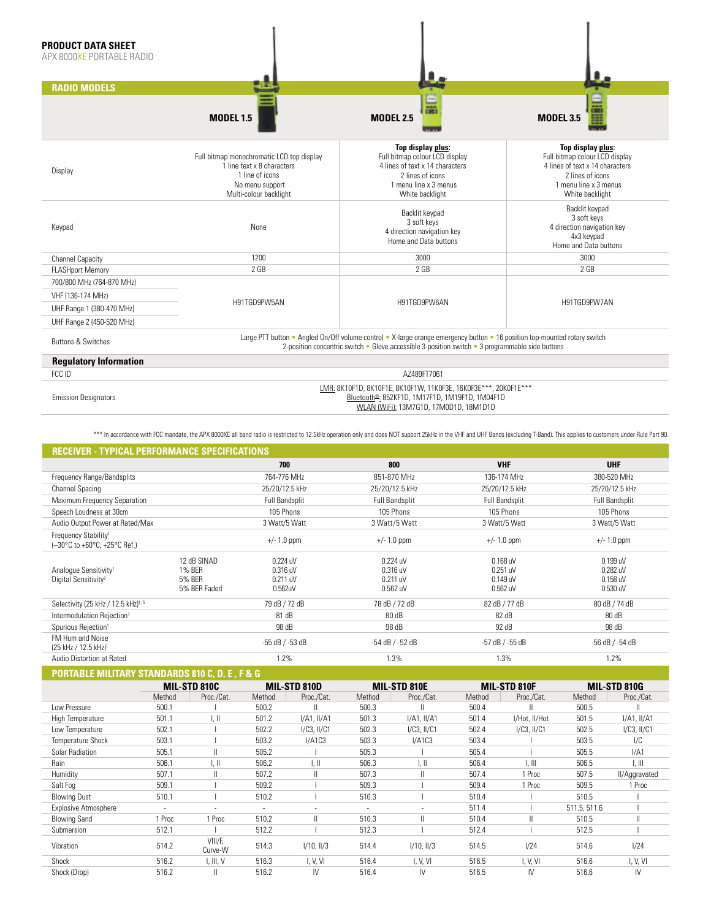**PRODUCT DATA SHEET**
APX 8000XE PORTABLE RADIO

## RADIO MODELS

| | MODEL 1.5 | MODEL 2.5 | MODEL 3.5 |
|---|---|---|---|
| Display | Full bitmap monochromatic LCD top display<br>1 line text x 8 characters<br>1 line of icons<br>No menu support<br>Multi-colour backlight | **Top display plus:**<br>Full bitmap colour LCD display<br>4 lines of text x 14 characters<br>2 lines of icons<br>1 menu line x 3 menus<br>White backlight | **Top display plus:**<br>Full bitmap colour LCD display<br>4 lines of text x 14 characters<br>2 lines of icons<br>1 menu line x 3 menus<br>White backlight |
| Keypad | None | Backlit keypad<br>3 soft keys<br>4 direction navigation key<br>Home and Data buttons | Backlit keypad<br>3 soft keys<br>4 direction navigation key<br>4x3 keypad<br>Home and Data buttons |
| Channel Capacity | 1200 | 3000 | 3000 |
| FLASHport Memory | 2 GB | 2 GB | 2 GB |
| 700/800 MHz (764-870 MHz)<br>VHF (136-174 MHz)<br>UHF Range 1 (380-470 MHz)<br>UHF Range 2 (450-520 MHz) | H91TGD9PW5AN | H91TGD9PW6AN | H91TGD9PW7AN |
| Buttons & Switches | Large PTT button • Angled On/Off volume control • X-large orange emergency button • 16 position top-mounted rotary switch<br>2-position concentric switch • Glove accessible 3-position switch • 3 programmable side buttons | | |

### Regulatory Information

| | |
|---|---|
| FCC ID | AZ489FT7061 |
| Emission Designators | LMR: 8K10F1D, 8K10F1E, 8K10F1W, 11K0F3E, 16K0F3E***, 20K0F1E***<br>Bluetooth®: 852KF1D, 1M17F1D, 1M19F1D, 1M04F1D<br>WLAN (WiFi): 13M7G1D, 17M0D1D, 18M1D1D |

*** In accordance with FCC mandate, the APX 8000XE all band radio is restricted to 12.5kHz operation only and does NOT support 25kHz in the VHF and UHF Bands (excluding T-Band). This applies to customers under Rule Part 90.

## RECEIVER - TYPICAL PERFORMANCE SPECIFICATIONS

| | | 700 | 800 | VHF | UHF |
|---|---|---|---|---|---|
| Frequency Range/Bandsplits | | 764-776 MHz | 851-870 MHz | 136-174 MHz | 380-520 MHz |
| Channel Spacing | | 25/20/12.5 kHz | 25/20/12.5 kHz | 25/20/12.5 kHz | 25/20/12.5 kHz |
| Maximum Frequency Separation | | Full Bandsplit | Full Bandsplit | Full Bandsplit | Full Bandsplit |
| Speech Loudness at 30cm | | 105 Phons | 105 Phons | 105 Phons | 105 Phons |
| Audio Output Power at Rated/Max | | 3 Watt/5 Watt | 3 Watt/5 Watt | 3 Watt/5 Watt | 3 Watt/5 Watt |
| Frequency Stability[1] (–30°C to +60°C; +25°C Ref.) | | +/- 1.0 ppm | +/- 1.0 ppm | +/- 1.0 ppm | +/- 1.0 ppm |
| Analogue Sensitivity[1] | 12 dB SINAD | 0.224 uV | 0.224 uV | 0.168 uV | 0.199 uV |
| Digital Sensitivity[2] | 1% BER | 0.316 uV | 0.316 uV | 0.251 uV | 0.282 uV |
| | 5% BER | 0.211 uV | 0.211 uV | 0.149 uV | 0.158 uV |
| | 5% BER Faded | 0.562uV | 0.562 uV | 0.562 uV | 0.530 uV |
| Selectivity (25 kHz / 12.5 kHz)[1, 5] | | 79 dB / 72 dB | 78 dB / 72 dB | 82 dB / 77 dB | 80 dB / 74 dB |
| Intermodulation Rejection[1] | | 81 dB | 80 dB | 82 dB | 80 dB |
| Spurious Rejection[1] | | 98 dB | 98 dB | 92 dB | 98 dB |
| FM Hum and Noise (25 kHz / 12.5 kHz)[1] | | -55 dB / -53 dB | -54 dB / -52 dB | -57 dB / -55 dB | -56 dB / -54 dB |
| Audio Distortion at Rated | | 1.2% | 1.3% | 1.3% | 1.2% |

## PORTABLE MILITARY STANDARDS 810 C, D, E , F & G

| | MIL-STD 810C | | MIL-STD 810D | | MIL-STD 810E | | MIL-STD 810F | | MIL-STD 810G | |
|---|---|---|---|---|---|---|---|---|---|---|
| | Method | Proc./Cat. | Method | Proc./Cat. | Method | Proc./Cat. | Method | Proc./Cat. | Method | Proc./Cat. |
| Low Pressure | 500.1 | I | 500.2 | II | 500.3 | II | 500.4 | II | 500.5 | II |
| High Temperature | 501.1 | I, II | 501.2 | I/A1, II/A1 | 501.3 | I/A1, II/A1 | 501.4 | I/Hot, II/Hot | 501.5 | I/A1, II/A1 |
| Low Temperature | 502.1 | I | 502.2 | I/C3, II/C1 | 502.3 | I/C3, II/C1 | 502.4 | I/C3, II/C1 | 502.5 | I/C3, II/C1 |
| Temperature Shock | 503.1 | I | 503.2 | I/A1C3 | 503.3 | I/A1C3 | 503.4 | I | 503.5 | I/C |
| Solar Radiation | 505.1 | II | 505.2 | I | 505.3 | I | 505.4 | I | 505.5 | I/A1 |
| Rain | 506.1 | I, II | 506.2 | I, II | 506.3 | I, II | 506.4 | I, III | 506.5 | I, III |
| Humidity | 507.1 | II | 507.2 | II | 507.3 | II | 507.4 | 1 Proc | 507.5 | II/Aggravated |
| Salt Fog | 509.1 | I | 509.2 | I | 509.3 | I | 509.4 | 1 Proc | 509.5 | 1 Proc |
| Blowing Dust | 510.1 | I | 510.2 | I | 510.3 | I | 510.4 | I | 510.5 | I |
| Explosive Atmosphere | - | - | - | - | - | - | 511.4 | I | 511.5, 511.6 | I |
| Blowing Sand | 1 Proc | 1 Proc | 510.2 | II | 510.3 | II | 510.4 | II | 510.5 | II |
| Submersion | 512.1 | I | 512.2 | I | 512.3 | I | 512.4 | I | 512.5 | I |
| Vibration | 514.2 | VIII/F, Curve-W | 514.3 | I/10, II/3 | 514.4 | I/10, II/3 | 514.5 | I/24 | 514.6 | I/24 |
| Shock | 516.2 | I, III, V | 516.3 | I, V, VI | 516.4 | I, V, VI | 516.5 | I, V, VI | 516.6 | I, V, VI |
| Shock (Drop) | 516.2 | II | 516.2 | IV | 516.4 | IV | 516.5 | IV | 516.6 | IV |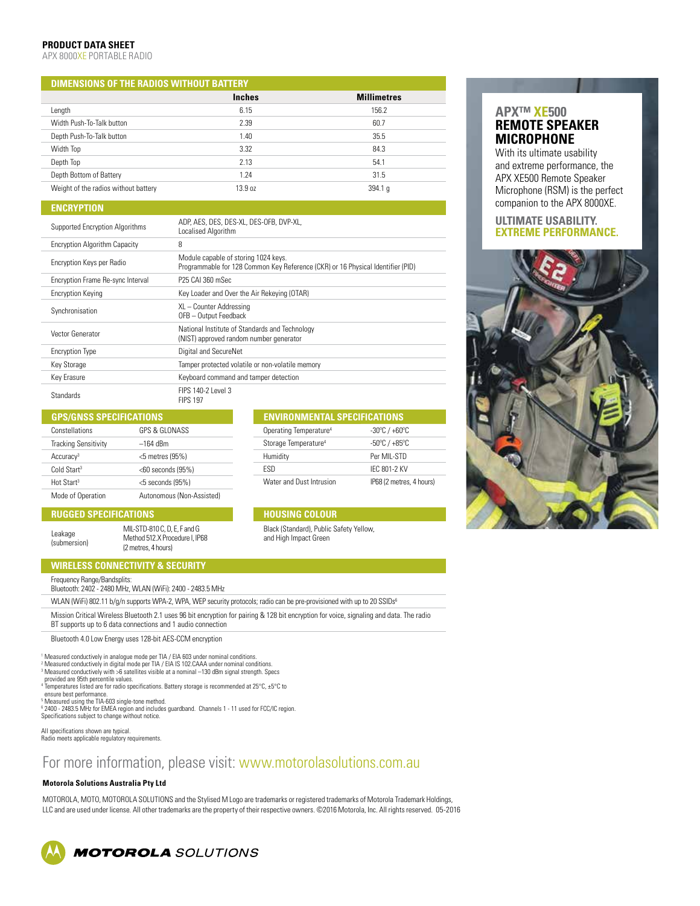**PRODUCT DATA SHEET**
APX 8000XE PORTABLE RADIO

## DIMENSIONS OF THE RADIOS WITHOUT BATTERY

| | Inches | Millimetres |
|---|---|---|
| Length | 6.15 | 156.2 |
| Width Push-To-Talk button | 2.39 | 60.7 |
| Depth Push-To-Talk button | 1.40 | 35.5 |
| Width Top | 3.32 | 84.3 |
| Depth Top | 2.13 | 54.1 |
| Depth Bottom of Battery | 1.24 | 31.5 |
| Weight of the radios without battery | 13.9 oz | 394.1 g |

## ENCRYPTION

| | |
|---|---|
| Supported Encryption Algorithms | ADP, AES, DES, DES-XL, DES-OFB, DVP-XL, Localised Algorithm |
| Encryption Algorithm Capacity | 8 |
| Encryption Keys per Radio | Module capable of storing 1024 keys. Programmable for 128 Common Key Reference (CKR) or 16 Physical Identifier (PID) |
| Encryption Frame Re-sync Interval | P25 CAI 360 mSec |
| Encryption Keying | Key Loader and Over the Air Rekeying (OTAR) |
| Synchronisation | XL – Counter Addressing<br>OFB – Output Feedback |
| Vector Generator | National Institute of Standards and Technology (NIST) approved random number generator |
| Encryption Type | Digital and SecureNet |
| Key Storage | Tamper protected volatile or non-volatile memory |
| Key Erasure | Keyboard command and tamper detection |
| Standards | FIPS 140-2 Level 3<br>FIPS 197 |

## GPS/GNSS SPECIFICATIONS

| | |
|---|---|
| Constellations | GPS & GLONASS |
| Tracking Sensitivity | –164 dBm |
| Accuracy[3] | <5 metres (95%) |
| Cold Start[3] | <60 seconds (95%) |
| Hot Start[3] | <5 seconds (95%) |
| Mode of Operation | Autonomous (Non-Assisted) |

## ENVIRONMENTAL SPECIFICATIONS

| | |
|---|---|
| Operating Temperature[4] | -30°C / +60°C |
| Storage Temperature[4] | -50°C / +85°C |
| Humidity | Per MIL-STD |
| ESD | IEC 801-2 KV |
| Water and Dust Intrusion | IP68 (2 metres, 4 hours) |

## RUGGED SPECIFICATIONS

| | |
|---|---|
| Leakage (submersion) | MIL-STD-810 C, D, E, F and G Method 512.X Procedure I, IP68 (2 metres, 4 hours) |

## HOUSING COLOUR

Black (Standard), Public Safety Yellow, and High Impact Green

## WIRELESS CONNECTIVITY & SECURITY

Frequency Range/Bandsplits:
Bluetooth: 2402 - 2480 MHz, WLAN (WiFi): 2400 - 2483.5 MHz

WLAN (WiFi) 802.11 b/g/n supports WPA-2, WPA, WEP security protocols; radio can be pre-provisioned with up to 20 SSIDs[6]

Mission Critical Wireless Bluetooth 2.1 uses 96 bit encryption for pairing & 128 bit encryption for voice, signaling and data. The radio BT supports up to 6 data connections and 1 audio connection

Bluetooth 4.0 Low Energy uses 128-bit AES-CCM encryption

[1] Measured conductively in analogue mode per TIA / EIA 603 under nominal conditions.
[2] Measured conductively in digital mode per TIA / EIA IS 102.CAAA under nominal conditions.
[3] Measured conductively with >6 satellites visible at a nominal –130 dBm signal strength. Specs provided are 95th percentile values.
[4] Temperatures listed are for radio specifications. Battery storage is recommended at 25°C, ±5°C to ensure best performance.
[5] Measured using the TIA-603 single-tone method.
[6] 2400 - 2483.5 MHz for EMEA region and includes guardband. Channels 1 - 11 used for FCC/IC region.
Specifications subject to change without notice.

All specifications shown are typical.
Radio meets applicable regulatory requirements.

## APX™ XE500 REMOTE SPEAKER MICROPHONE

With its ultimate usability and extreme performance, the APX XE500 Remote Speaker Microphone (RSM) is the perfect companion to the APX 8000XE.

**ULTIMATE USABILITY. EXTREME PERFORMANCE.**

For more information, please visit: www.motorolasolutions.com.au

**Motorola Solutions Australia Pty Ltd**

MOTOROLA, MOTO, MOTOROLA SOLUTIONS and the Stylised M Logo are trademarks or registered trademarks of Motorola Trademark Holdings, LLC and are used under license. All other trademarks are the property of their respective owners. ©2016 Motorola, Inc. All rights reserved. 05-2016

MOTOROLA SOLUTIONS